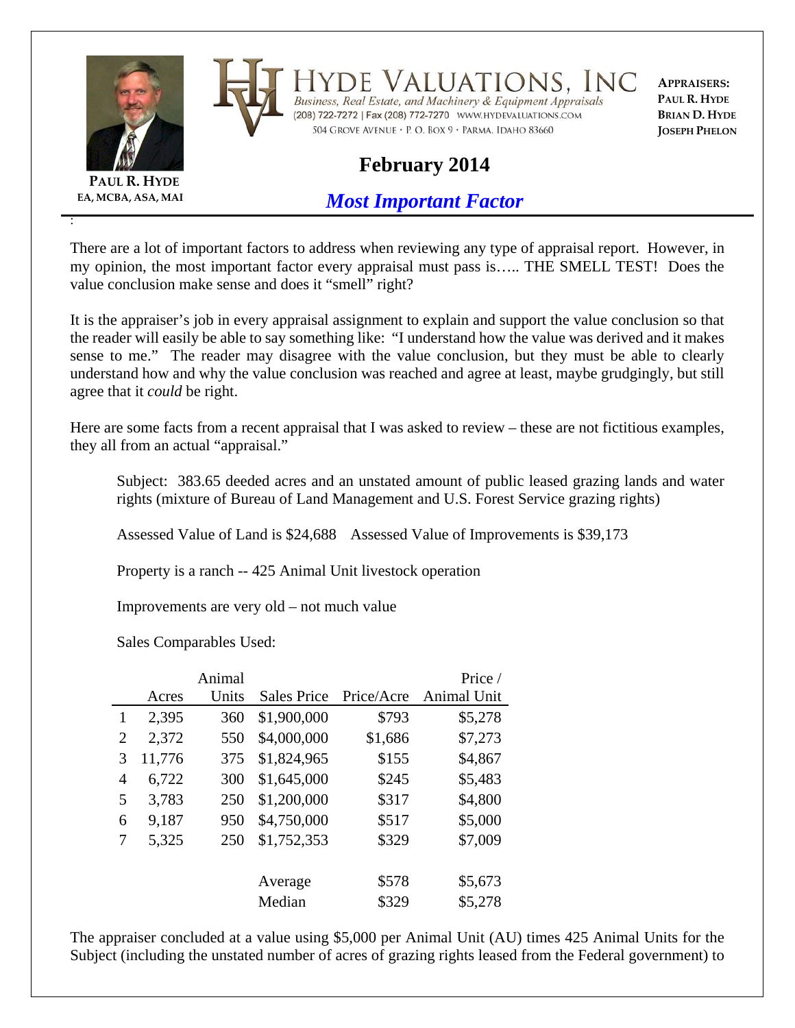**PAUL R. HYDE**
EA, MCBA, ASA, MAI

# HYDE VALUATIONS, INC

*Business, Real Estate, and Machinery & Equipment Appraisals*
(208) 722-7272 | Fax (208) 772-7270 WWW.HYDEVALUATIONS.COM
504 GROVE AVENUE • P. O. BOX 9 • PARMA, IDAHO 83660

**APPRAISERS:**
**PAUL R. HYDE**
**BRIAN D. HYDE**
**JOSEPH PHELON**

## February 2014

## *Most Important Factor*

There are a lot of important factors to address when reviewing any type of appraisal report. However, in my opinion, the most important factor every appraisal must pass is….. THE SMELL TEST! Does the value conclusion make sense and does it "smell" right?

It is the appraiser's job in every appraisal assignment to explain and support the value conclusion so that the reader will easily be able to say something like: "I understand how the value was derived and it makes sense to me." The reader may disagree with the value conclusion, but they must be able to clearly understand how and why the value conclusion was reached and agree at least, maybe grudgingly, but still agree that it *could* be right.

Here are some facts from a recent appraisal that I was asked to review – these are not fictitious examples, they all from an actual "appraisal."

Subject: 383.65 deeded acres and an unstated amount of public leased grazing lands and water rights (mixture of Bureau of Land Management and U.S. Forest Service grazing rights)

Assessed Value of Land is $24,688 Assessed Value of Improvements is $39,173

Property is a ranch -- 425 Animal Unit livestock operation

Improvements are very old – not much value

Sales Comparables Used:

| | Acres | Animal Units | Sales Price | Price/Acre | Price / Animal Unit |
|---|---|---|---|---|---|
| 1 | 2,395 | 360 | $1,900,000 | $793 | $5,278 |
| 2 | 2,372 | 550 | $4,000,000 | $1,686 | $7,273 |
| 3 | 11,776 | 375 | $1,824,965 | $155 | $4,867 |
| 4 | 6,722 | 300 | $1,645,000 | $245 | $5,483 |
| 5 | 3,783 | 250 | $1,200,000 | $317 | $4,800 |
| 6 | 9,187 | 950 | $4,750,000 | $517 | $5,000 |
| 7 | 5,325 | 250 | $1,752,353 | $329 | $7,009 |
| | | | Average | $578 | $5,673 |
| | | | Median | $329 | $5,278 |

The appraiser concluded at a value using $5,000 per Animal Unit (AU) times 425 Animal Units for the Subject (including the unstated number of acres of grazing rights leased from the Federal government) to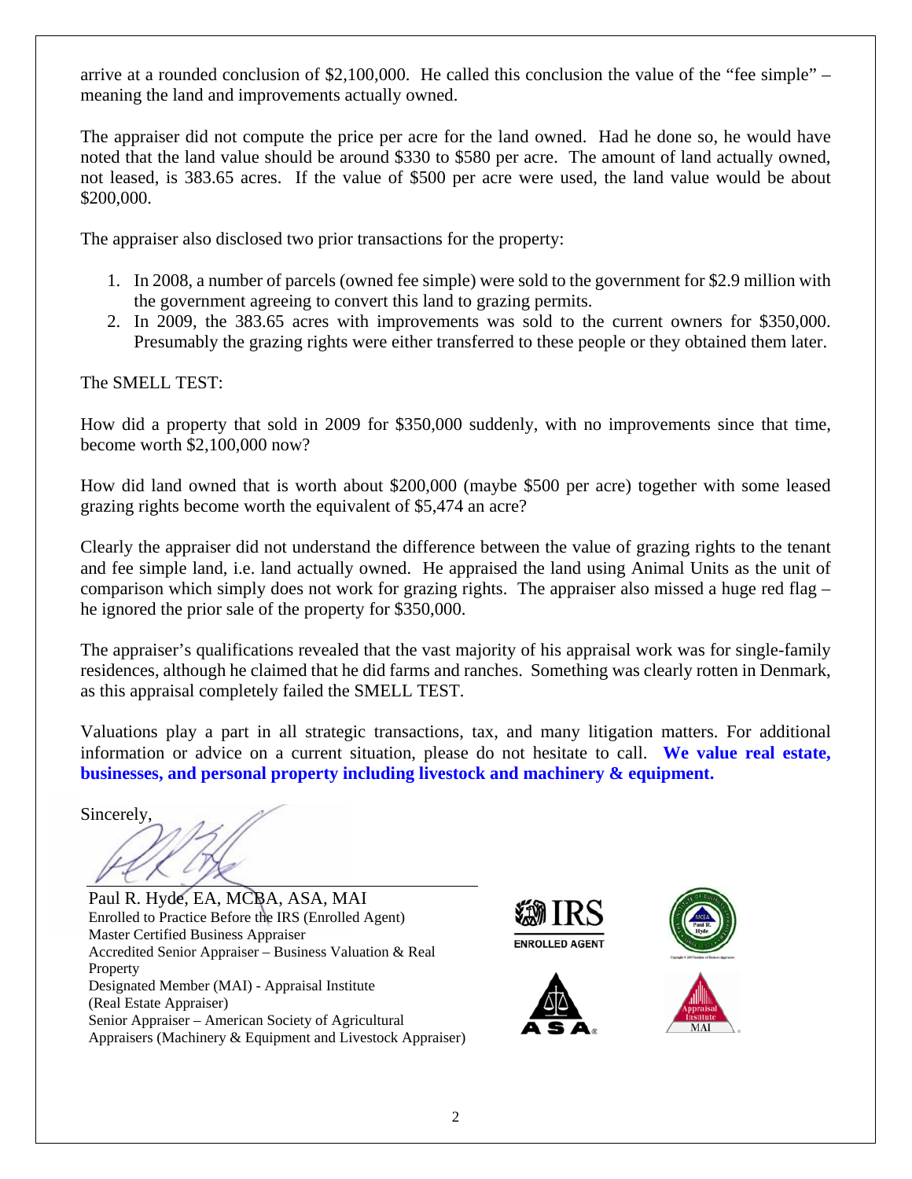arrive at a rounded conclusion of $2,100,000. He called this conclusion the value of the "fee simple" – meaning the land and improvements actually owned.

The appraiser did not compute the price per acre for the land owned. Had he done so, he would have noted that the land value should be around $330 to $580 per acre. The amount of land actually owned, not leased, is 383.65 acres. If the value of $500 per acre were used, the land value would be about $200,000.

The appraiser also disclosed two prior transactions for the property:

1. In 2008, a number of parcels (owned fee simple) were sold to the government for $2.9 million with the government agreeing to convert this land to grazing permits.
2. In 2009, the 383.65 acres with improvements was sold to the current owners for $350,000. Presumably the grazing rights were either transferred to these people or they obtained them later.

The SMELL TEST:

How did a property that sold in 2009 for $350,000 suddenly, with no improvements since that time, become worth $2,100,000 now?

How did land owned that is worth about $200,000 (maybe $500 per acre) together with some leased grazing rights become worth the equivalent of $5,474 an acre?

Clearly the appraiser did not understand the difference between the value of grazing rights to the tenant and fee simple land, i.e. land actually owned. He appraised the land using Animal Units as the unit of comparison which simply does not work for grazing rights. The appraiser also missed a huge red flag – he ignored the prior sale of the property for $350,000.

The appraiser's qualifications revealed that the vast majority of his appraisal work was for single-family residences, although he claimed that he did farms and ranches. Something was clearly rotten in Denmark, as this appraisal completely failed the SMELL TEST.

Valuations play a part in all strategic transactions, tax, and many litigation matters. For additional information or advice on a current situation, please do not hesitate to call. **We value real estate, businesses, and personal property including livestock and machinery & equipment.**

Sincerely,

Paul R. Hyde, EA, MCBA, ASA, MAI
Enrolled to Practice Before the IRS (Enrolled Agent)
Master Certified Business Appraiser
Accredited Senior Appraiser – Business Valuation & Real Property
Designated Member (MAI) - Appraisal Institute
(Real Estate Appraiser)
Senior Appraiser – American Society of Agricultural Appraisers (Machinery & Equipment and Livestock Appraiser)

IRS ENROLLED AGENT

ASA

MAI